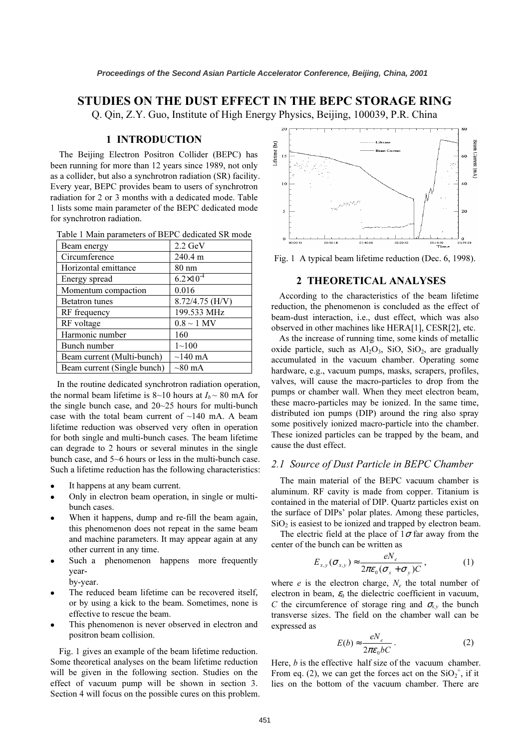# STUDIES ON THE DUST EFFECT IN THE BEPC STORAGE RING

Q. Qin, Z.Y. Guo, Institute of High Energy Physics, Beijing, 100039, P.R. China

## 1 INTRODUCTION

The Beijing Electron Positron Collider (BEPC) has been running for more than 12 years since 1989, not only as a collider, but also a synchrotron radiation (SR) facility. Every year, BEPC provides beam to users of synchrotron radiation for 2 or 3 months with a dedicated mode. Table 1 lists some main parameter of the BEPC dedicated mode for synchrotron radiation.

Table 1 Main parameters of BEPC dedicated SR mode

| | |
|---|---|
| Beam energy | 2.2 GeV |
| Circumference | 240.4 m |
| Horizontal emittance | 80 nm |
| Energy spread | $6.2\times10^{-4}$ |
| Momentum compaction | 0.016 |
| Betatron tunes | 8.72/4.75 (H/V) |
| RF frequency | 199.533 MHz |
| RF voltage | 0.8 ~ 1 MV |
| Harmonic number | 160 |
| Bunch number | 1~100 |
| Beam current (Multi-bunch) | ~140 mA |
| Beam current (Single bunch) | ~80 mA |

In the routine dedicated synchrotron radiation operation, the normal beam lifetime is 8~10 hours at $I_b$ ~ 80 mA for the single bunch case, and 20~25 hours for multi-bunch case with the total beam current of ~140 mA. A beam lifetime reduction was observed very often in operation for both single and multi-bunch cases. The beam lifetime can degrade to 2 hours or several minutes in the single bunch case, and 5~6 hours or less in the multi-bunch case. Such a lifetime reduction has the following characteristics:

- It happens at any beam current.
- Only in electron beam operation, in single or multi-bunch cases.
- When it happens, dump and re-fill the beam again, this phenomenon does not repeat in the same beam and machine parameters. It may appear again at any other current in any time.
- Such a phenomenon happens more frequently year-by-year.
- The reduced beam lifetime can be recovered itself, or by using a kick to the beam. Sometimes, none is effective to rescue the beam.
- This phenomenon is never observed in electron and positron beam collision.

Fig. 1 gives an example of the beam lifetime reduction. Some theoretical analyses on the beam lifetime reduction will be given in the following section. Studies on the effect of vacuum pump will be shown in section 3. Section 4 will focus on the possible cures on this problem.

Lifetime (hr)
Beam Current (mA)
Lifetime
Beam Current
Time

Fig. 1 A typical beam lifetime reduction (Dec. 6, 1998).

## 2 THEORETICAL ANALYSES

According to the characteristics of the beam lifetime reduction, the phenomenon is concluded as the effect of beam-dust interaction, i.e., dust effect, which was also observed in other machines like HERA[1], CESR[2], etc.

As the increase of running time, some kinds of metallic oxide particle, such as $Al_2O_3$, SiO, $SiO_2$, are gradually accumulated in the vacuum chamber. Operating some hardware, e.g., vacuum pumps, masks, scrapers, profiles, valves, will cause the macro-particles to drop from the pumps or chamber wall. When they meet electron beam, these macro-particles may be ionized. In the same time, distributed ion pumps (DIP) around the ring also spray some positively ionized macro-particle into the chamber. These ionized particles can be trapped by the beam, and cause the dust effect.

### *2.1 Source of Dust Particle in BEPC Chamber*

The main material of the BEPC vacuum chamber is aluminum. RF cavity is made from copper. Titanium is contained in the material of DIP. Quartz particles exist on the surface of DIPs' polar plates. Among these particles, $SiO_2$ is easiest to be ionized and trapped by electron beam.

The electric field at the place of $1\sigma$ far away from the center of the bunch can be written as

$$E_{x,y}(\sigma_{x,y}) \approx \frac{eN_e}{2\pi\varepsilon_0(\sigma_x+\sigma_y)C}, \tag{1}$$

where $e$ is the electron charge, $N_e$ the total number of electron in beam, $\varepsilon_0$ the dielectric coefficient in vacuum, $C$ the circumference of storage ring and $\sigma_{x,y}$ the bunch transverse sizes. The field on the chamber wall can be expressed as

$$E(b) \approx \frac{eN_e}{2\pi\varepsilon_0 bC}. \tag{2}$$

Here, $b$ is the effective half size of the vacuum chamber. From eq. (2), we can get the forces act on the $SiO_2^+$, if it lies on the bottom of the vacuum chamber. There are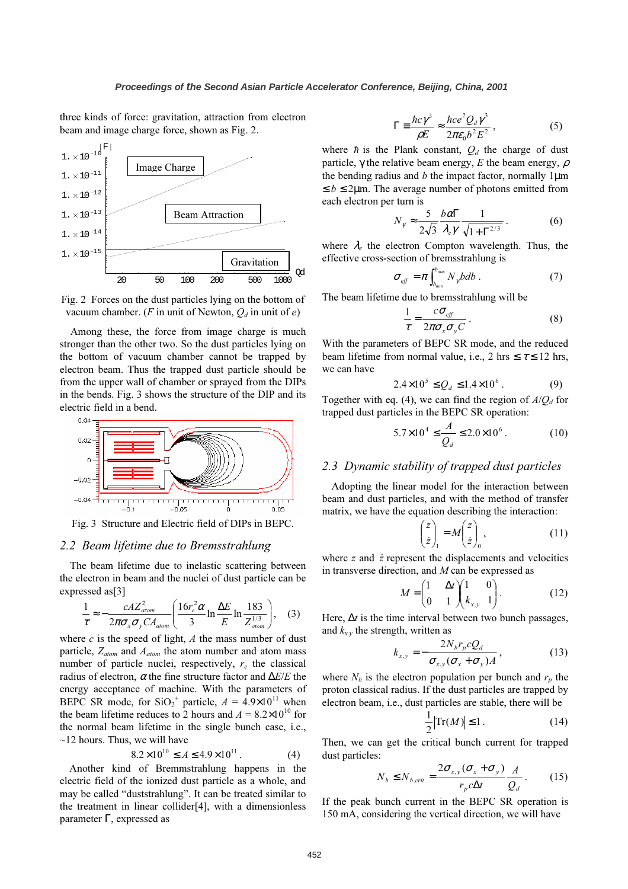three kinds of force: gravitation, attraction from electron beam and image charge force, shown as Fig. 2.

|F|
1. × 10⁻¹⁰
1. × 10⁻¹¹
1. × 10⁻¹²
1. × 10⁻¹³
1. × 10⁻¹⁴
1. × 10⁻¹⁵
Image Charge
Beam Attraction
Gravitation
20 50 100 200 500 1000 Qd

Fig. 2 Forces on the dust particles lying on the bottom of vacuum chamber. ($F$ in unit of Newton, $Q_d$ in unit of $e$)

Among these, the force from image charge is much stronger than the other two. So the dust particles lying on the bottom of vacuum chamber cannot be trapped by electron beam. Thus the trapped dust particle should be from the upper wall of chamber or sprayed from the DIPs in the bends. Fig. 3 shows the structure of the DIP and its electric field in a bend.

0.04
0.02
0
−0.02
−0.04
−0.1 −0.05 0 0.05

Fig. 3 Structure and Electric field of DIPs in BEPC.

## 2.2 Beam lifetime due to Bremsstrahlung

The beam lifetime due to inelastic scattering between the electron in beam and the nuclei of dust particle can be expressed as[3]

$$\frac{1}{\tau} \approx -\frac{cAZ_{atom}^2}{2\pi\sigma_x\sigma_y CA_{atom}}\left(\frac{16r_e^2\alpha}{3}\ln\frac{\Delta E}{E}\ln\frac{183}{Z_{atom}^{1/3}}\right), \quad (3)$$

where $c$ is the speed of light, $A$ the mass number of dust particle, $Z_{atom}$ and $A_{atom}$ the atom number and atom mass number of particle nuclei, respectively, $r_e$ the classical radius of electron, $\alpha$ the fine structure factor and $\Delta E/E$ the energy acceptance of machine. With the parameters of BEPC SR mode, for $SiO_2^+$ particle, $A$ = $4.9\times10^{11}$ when the beam lifetime reduces to 2 hours and $A$ = $8.2\times10^{10}$ for the normal beam lifetime in the single bunch case, i.e., ~12 hours. Thus, we will have

$$8.2\times10^{10} \le A \le 4.9\times10^{11}. \quad (4)$$

Another kind of Bremmstrahlung happens in the electric field of the ionized dust particle as a whole, and may be called "duststrahlung". It can be treated similar to the treatment in linear collider[4], with a dimensionless parameter $\Gamma$, expressed as

$$\Gamma \equiv \frac{\hbar c\gamma^3}{\rho E} \approx \frac{\hbar c e^2 Q_d \gamma^3}{2\pi\varepsilon_0 b^2 E^2}, \quad (5)$$

where $\hbar$ is the Plank constant, $Q_d$ the charge of dust particle, $\gamma$ the relative beam energy, $E$ the beam energy, $\rho$ the bending radius and $b$ the impact factor, normally 1μm $\le b \le$ 2μm. The average number of photons emitted from each electron per turn is

$$N_\gamma \approx \frac{5}{2\sqrt{3}}\frac{b\alpha\Gamma}{\lambda_e\gamma}\frac{1}{\sqrt{1+\Gamma^{2/3}}}. \quad (6)$$

where $\lambda_e$ the electron Compton wavelength. Thus, the effective cross-section of bremsstrahlung is

$$\sigma_{eff} = \pi\int_{b_{min}}^{b_{max}} N_\gamma b db. \quad (7)$$

The beam lifetime due to bremsstrahlung will be

$$\frac{1}{\tau} = \frac{c\sigma_{eff}}{2\pi\sigma_x\sigma_y C}. \quad (8)$$

With the parameters of BEPC SR mode, and the reduced beam lifetime from normal value, i.e., 2 hrs $\le \tau \le$ 12 hrs, we can have

$$2.4\times10^5 \le Q_d \le 1.4\times10^6. \quad (9)$$

Together with eq. (4), we can find the region of $A/Q_d$ for trapped dust particles in the BEPC SR operation:

$$5.7\times10^4 \le \frac{A}{Q_d} \le 2.0\times10^6. \quad (10)$$

## 2.3 Dynamic stability of trapped dust particles

Adopting the linear model for the interaction between beam and dust particles, and with the method of transfer matrix, we have the equation describing the interaction:

$$\begin{pmatrix} z \\ \dot{z} \end{pmatrix}_1 = M\begin{pmatrix} z \\ \dot{z} \end{pmatrix}_0, \quad (11)$$

where $z$ and $\dot{z}$ represent the displacements and velocities in transverse direction, and $M$ can be expressed as

$$M = \begin{pmatrix} 1 & \Delta t \\ 0 & 1 \end{pmatrix}\begin{pmatrix} 1 & 0 \\ k_{x,y} & 1 \end{pmatrix}. \quad (12)$$

Here, $\Delta t$ is the time interval between two bunch passages, and $k_{x,y}$ the strength, written as

$$k_{x,y} = -\frac{2N_b r_p c Q_d}{\sigma_{x,y}(\sigma_x+\sigma_y)A}, \quad (13)$$

where $N_b$ is the electron population per bunch and $r_p$ the proton classical radius. If the dust particles are trapped by electron beam, i.e., dust particles are stable, there will be

$$\frac{1}{2}\left|\mathrm{Tr}(M)\right| \le 1. \quad (14)$$

Then, we can get the critical bunch current for trapped dust particles:

$$N_b \le N_{b,crit} = \frac{2\sigma_{x,y}(\sigma_x+\sigma_y)}{r_p c\Delta t}\frac{A}{Q_d}. \quad (15)$$

If the peak bunch current in the BEPC SR operation is 150 mA, considering the vertical direction, we will have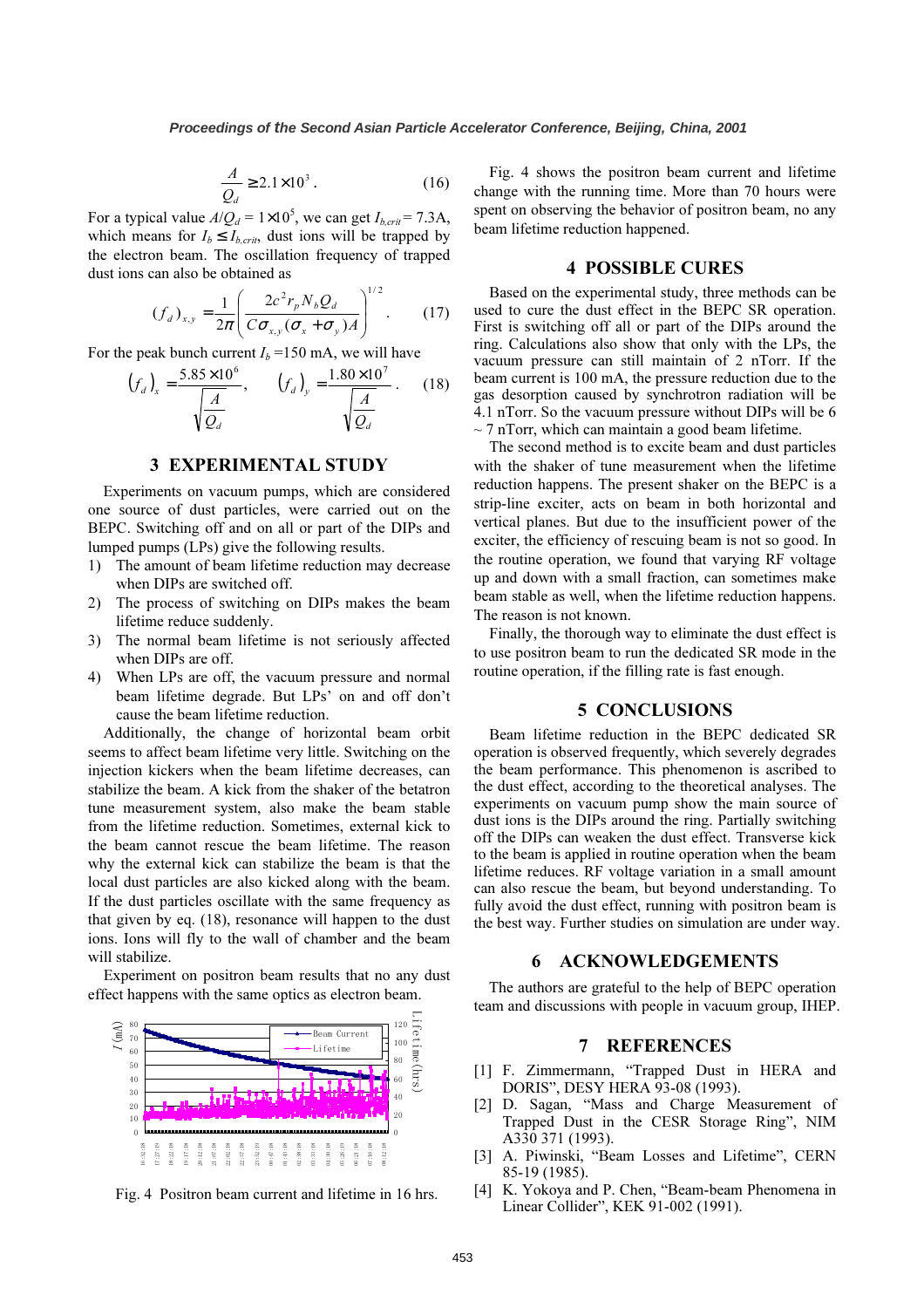$$\frac{A}{Q_d} \geq 2.1\times10^3 . \qquad (16)$$

For a typical value $A/Q_d = 1\times10^5$, we can get $I_{b,crit} = 7.3$A, which means for $I_b \leq I_{b,crit}$, dust ions will be trapped by the electron beam. The oscillation frequency of trapped dust ions can also be obtained as

$$(f_d)_{x,y} = \frac{1}{2\pi}\left(\frac{2c^2 r_p N_b Q_d}{C\sigma_{x,y}(\sigma_x + \sigma_y)A}\right)^{1/2} . \qquad (17)$$

For the peak bunch current $I_b$ =150 mA, we will have

$$\left(f_d\right)_x = \frac{5.85\times10^6}{\sqrt{\dfrac{A}{Q_d}}}, \qquad \left(f_d\right)_y = \frac{1.80\times10^7}{\sqrt{\dfrac{A}{Q_d}}} . \qquad (18)$$

## 3 EXPERIMENTAL STUDY

Experiments on vacuum pumps, which are considered one source of dust particles, were carried out on the BEPC. Switching off and on all or part of the DIPs and lumped pumps (LPs) give the following results.

1) The amount of beam lifetime reduction may decrease when DIPs are switched off.
2) The process of switching on DIPs makes the beam lifetime reduce suddenly.
3) The normal beam lifetime is not seriously affected when DIPs are off.
4) When LPs are off, the vacuum pressure and normal beam lifetime degrade. But LPs' on and off don't cause the beam lifetime reduction.

Additionally, the change of horizontal beam orbit seems to affect beam lifetime very little. Switching on the injection kickers when the beam lifetime decreases, can stabilize the beam. A kick from the shaker of the betatron tune measurement system, also make the beam stable from the lifetime reduction. Sometimes, external kick to the beam cannot rescue the beam lifetime. The reason why the external kick can stabilize the beam is that the local dust particles are also kicked along with the beam. If the dust particles oscillate with the same frequency as that given by eq. (18), resonance will happen to the dust ions. Ions will fly to the wall of chamber and the beam will stabilize.

Experiment on positron beam results that no any dust effect happens with the same optics as electron beam.

I (mA)
80
70
60
50
40
30
20
10
0

Lifetime (hrs)
120
100
80
60
40
20
0

Beam Current
Lifetime

Fig. 4 Positron beam current and lifetime in 16 hrs.

Fig. 4 shows the positron beam current and lifetime change with the running time. More than 70 hours were spent on observing the behavior of positron beam, no any beam lifetime reduction happened.

## 4 POSSIBLE CURES

Based on the experimental study, three methods can be used to cure the dust effect in the BEPC SR operation. First is switching off all or part of the DIPs around the ring. Calculations also show that only with the LPs, the vacuum pressure can still maintain of 2 nTorr. If the beam current is 100 mA, the pressure reduction due to the gas desorption caused by synchrotron radiation will be 4.1 nTorr. So the vacuum pressure without DIPs will be 6 ~ 7 nTorr, which can maintain a good beam lifetime.

The second method is to excite beam and dust particles with the shaker of tune measurement when the lifetime reduction happens. The present shaker on the BEPC is a strip-line exciter, acts on beam in both horizontal and vertical planes. But due to the insufficient power of the exciter, the efficiency of rescuing beam is not so good. In the routine operation, we found that varying RF voltage up and down with a small fraction, can sometimes make beam stable as well, when the lifetime reduction happens. The reason is not known.

Finally, the thorough way to eliminate the dust effect is to use positron beam to run the dedicated SR mode in the routine operation, if the filling rate is fast enough.

## 5 CONCLUSIONS

Beam lifetime reduction in the BEPC dedicated SR operation is observed frequently, which severely degrades the beam performance. This phenomenon is ascribed to the dust effect, according to the theoretical analyses. The experiments on vacuum pump show the main source of dust ions is the DIPs around the ring. Partially switching off the DIPs can weaken the dust effect. Transverse kick to the beam is applied in routine operation when the beam lifetime reduces. RF voltage variation in a small amount can also rescue the beam, but beyond understanding. To fully avoid the dust effect, running with positron beam is the best way. Further studies on simulation are under way.

## 6 ACKNOWLEDGEMENTS

The authors are grateful to the help of BEPC operation team and discussions with people in vacuum group, IHEP.

## 7 REFERENCES

[1] F. Zimmermann, "Trapped Dust in HERA and DORIS", DESY HERA 93-08 (1993).

[2] D. Sagan, "Mass and Charge Measurement of Trapped Dust in the CESR Storage Ring", NIM A330 371 (1993).

[3] A. Piwinski, "Beam Losses and Lifetime", CERN 85-19 (1985).

[4] K. Yokoya and P. Chen, "Beam-beam Phenomena in Linear Collider", KEK 91-002 (1991).